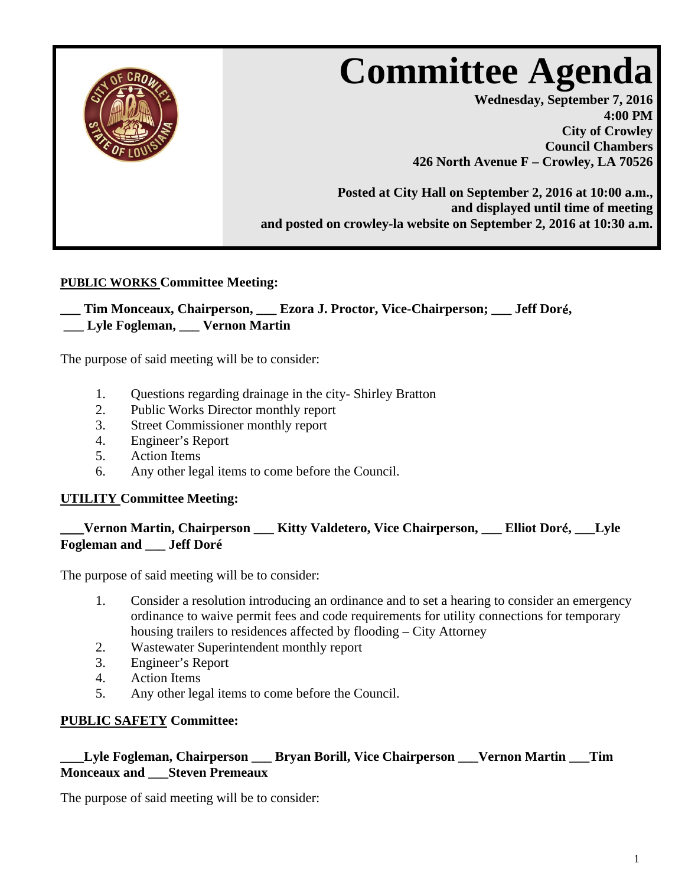# Committee Agenda

**Wednesday, September 7, 2016**
**4:00 PM**
**City of Crowley**
**Council Chambers**
**426 North Avenue F – Crowley, LA 70526**

**Posted at City Hall on September 2, 2016 at 10:00 a.m., and displayed until time of meeting and posted on crowley-la website on September 2, 2016 at 10:30 a.m.**

**PUBLIC WORKS Committee Meeting:**

**___ Tim Monceaux, Chairperson, ___ Ezora J. Proctor, Vice-Chairperson; ___ Jeff Doré, ___ Lyle Fogleman, ___ Vernon Martin**

The purpose of said meeting will be to consider:

1. Questions regarding drainage in the city- Shirley Bratton
2. Public Works Director monthly report
3. Street Commissioner monthly report
4. Engineer's Report
5. Action Items
6. Any other legal items to come before the Council.

**UTILITY Committee Meeting:**

**___Vernon Martin, Chairperson ___ Kitty Valdetero, Vice Chairperson, ___ Elliot Doré, ___Lyle Fogleman and ___ Jeff Doré**

The purpose of said meeting will be to consider:

1. Consider a resolution introducing an ordinance and to set a hearing to consider an emergency ordinance to waive permit fees and code requirements for utility connections for temporary housing trailers to residences affected by flooding – City Attorney
2. Wastewater Superintendent monthly report
3. Engineer's Report
4. Action Items
5. Any other legal items to come before the Council.

**PUBLIC SAFETY Committee:**

**___Lyle Fogleman, Chairperson ___ Bryan Borill, Vice Chairperson ___Vernon Martin ___Tim Monceaux and ___Steven Premeaux**

The purpose of said meeting will be to consider: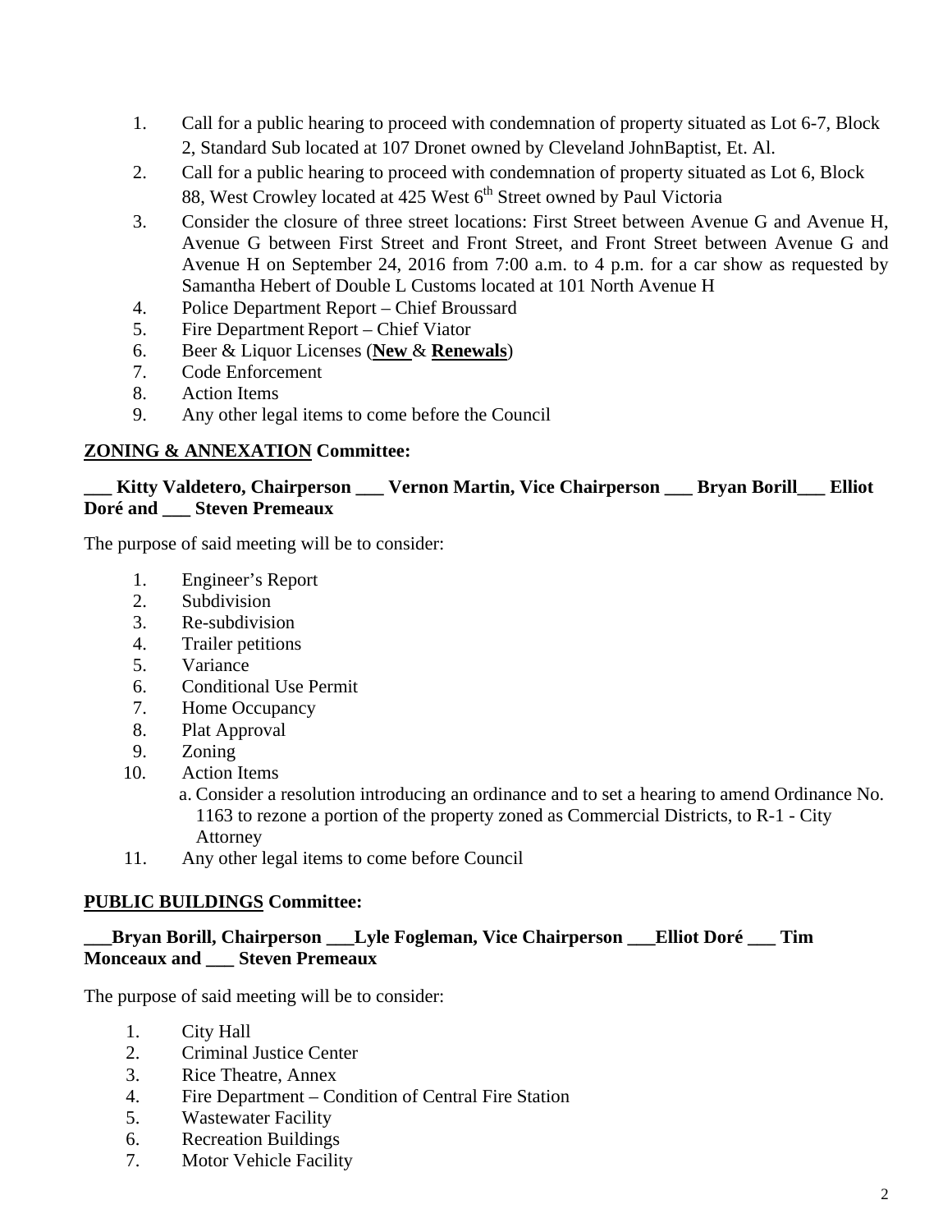1. Call for a public hearing to proceed with condemnation of property situated as Lot 6-7, Block 2, Standard Sub located at 107 Dronet owned by Cleveland JohnBaptist, Et. Al.
2. Call for a public hearing to proceed with condemnation of property situated as Lot 6, Block 88, West Crowley located at 425 West 6th Street owned by Paul Victoria
3. Consider the closure of three street locations: First Street between Avenue G and Avenue H, Avenue G between First Street and Front Street, and Front Street between Avenue G and Avenue H on September 24, 2016 from 7:00 a.m. to 4 p.m. for a car show as requested by Samantha Hebert of Double L Customs located at 101 North Avenue H
4. Police Department Report – Chief Broussard
5. Fire Department Report – Chief Viator
6. Beer & Liquor Licenses (**New** & **Renewals**)
7. Code Enforcement
8. Action Items
9. Any other legal items to come before the Council

**ZONING & ANNEXATION Committee:**

**___ Kitty Valdetero, Chairperson ___ Vernon Martin, Vice Chairperson ___ Bryan Borill___ Elliot Doré and ___ Steven Premeaux**

The purpose of said meeting will be to consider:

1. Engineer's Report
2. Subdivision
3. Re-subdivision
4. Trailer petitions
5. Variance
6. Conditional Use Permit
7. Home Occupancy
8. Plat Approval
9. Zoning
10. Action Items
    a. Consider a resolution introducing an ordinance and to set a hearing to amend Ordinance No. 1163 to rezone a portion of the property zoned as Commercial Districts, to R-1 - City Attorney
11. Any other legal items to come before Council

**PUBLIC BUILDINGS Committee:**

**___Bryan Borill, Chairperson ___Lyle Fogleman, Vice Chairperson ___Elliot Doré ___ Tim Monceaux and ___ Steven Premeaux**

The purpose of said meeting will be to consider:

1. City Hall
2. Criminal Justice Center
3. Rice Theatre, Annex
4. Fire Department – Condition of Central Fire Station
5. Wastewater Facility
6. Recreation Buildings
7. Motor Vehicle Facility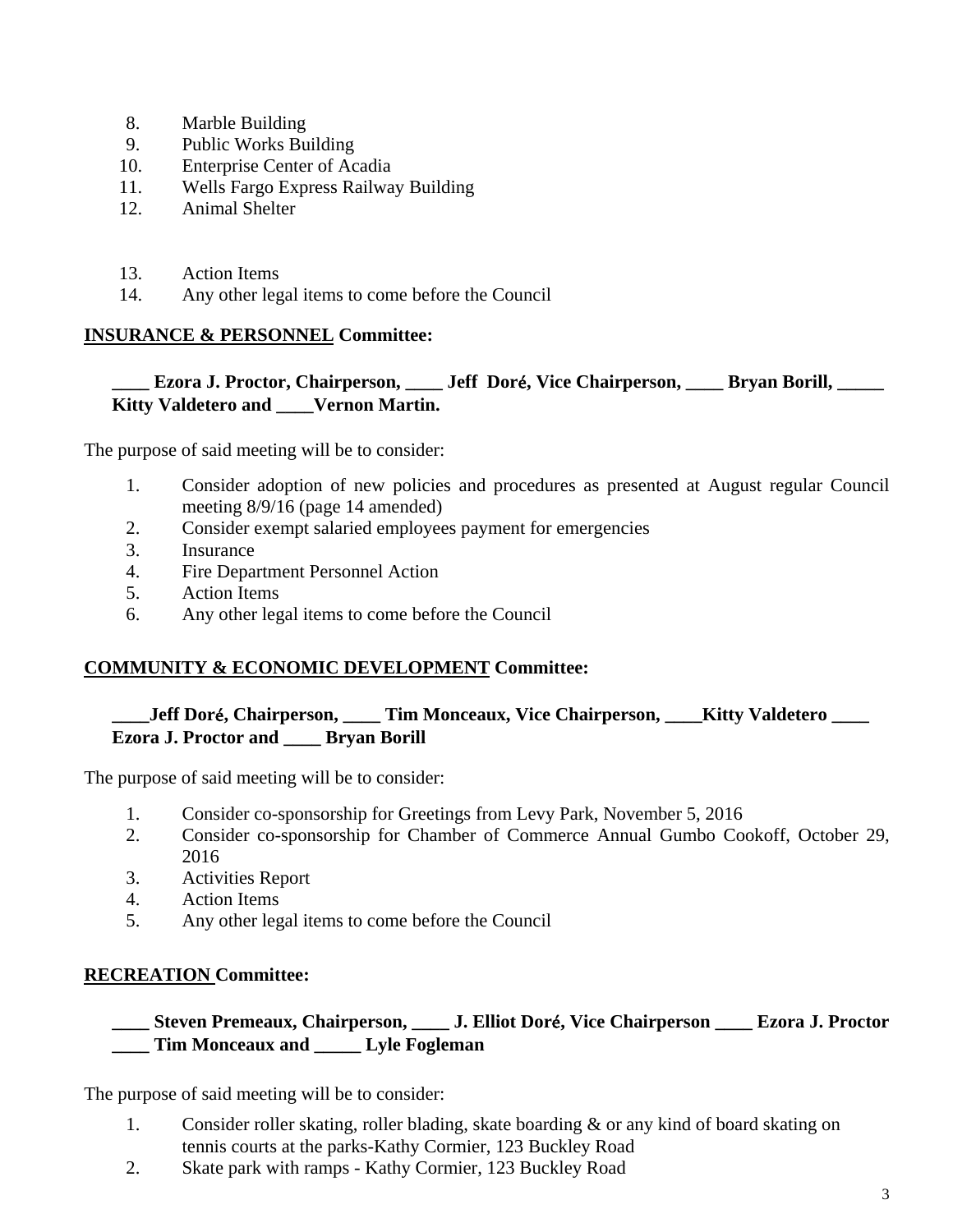8. Marble Building
9. Public Works Building
10. Enterprise Center of Acadia
11. Wells Fargo Express Railway Building
12. Animal Shelter

13. Action Items
14. Any other legal items to come before the Council

**INSURANCE & PERSONNEL Committee:**

**____ Ezora J. Proctor, Chairperson, ____ Jeff Doré, Vice Chairperson, ____ Bryan Borill, _____ Kitty Valdetero and ____Vernon Martin.**

The purpose of said meeting will be to consider:

1. Consider adoption of new policies and procedures as presented at August regular Council meeting 8/9/16 (page 14 amended)
2. Consider exempt salaried employees payment for emergencies
3. Insurance
4. Fire Department Personnel Action
5. Action Items
6. Any other legal items to come before the Council

**COMMUNITY & ECONOMIC DEVELOPMENT Committee:**

**____Jeff Doré, Chairperson, ____ Tim Monceaux, Vice Chairperson, ____Kitty Valdetero ____ Ezora J. Proctor and ____ Bryan Borill**

The purpose of said meeting will be to consider:

1. Consider co-sponsorship for Greetings from Levy Park, November 5, 2016
2. Consider co-sponsorship for Chamber of Commerce Annual Gumbo Cookoff, October 29, 2016
3. Activities Report
4. Action Items
5. Any other legal items to come before the Council

**RECREATION Committee:**

**____ Steven Premeaux, Chairperson, ____ J. Elliot Doré, Vice Chairperson ____ Ezora J. Proctor ____ Tim Monceaux and _____ Lyle Fogleman**

The purpose of said meeting will be to consider:

1. Consider roller skating, roller blading, skate boarding & or any kind of board skating on tennis courts at the parks-Kathy Cormier, 123 Buckley Road
2. Skate park with ramps - Kathy Cormier, 123 Buckley Road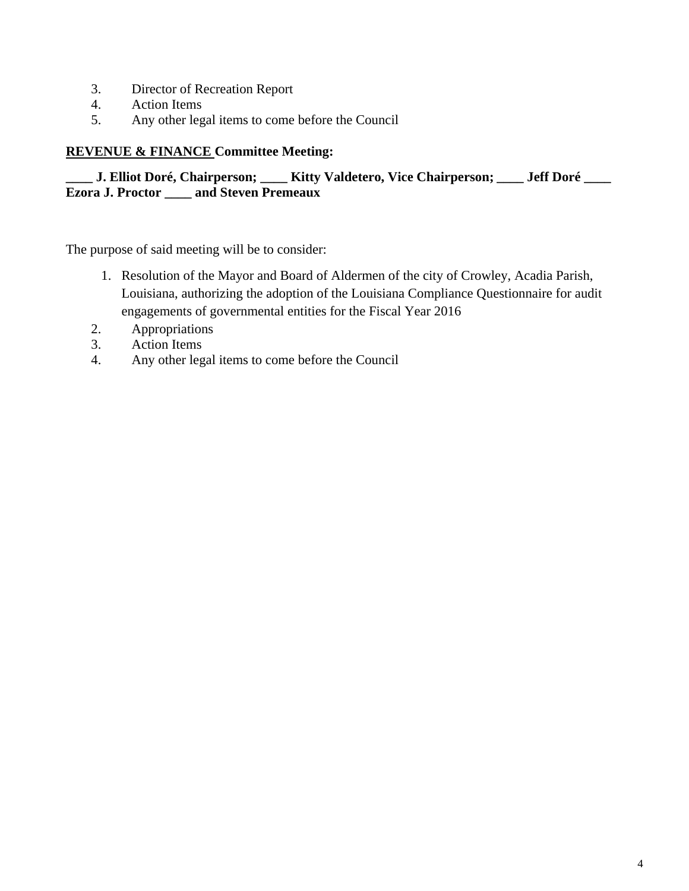3. Director of Recreation Report
4. Action Items
5. Any other legal items to come before the Council

**<u>REVENUE & FINANCE</u> Committee Meeting:**

**____ J. Elliot Doré, Chairperson; ____ Kitty Valdetero, Vice Chairperson; ____ Jeff Doré ____ Ezora J. Proctor ____ and Steven Premeaux**

The purpose of said meeting will be to consider:

1. Resolution of the Mayor and Board of Aldermen of the city of Crowley, Acadia Parish, Louisiana, authorizing the adoption of the Louisiana Compliance Questionnaire for audit engagements of governmental entities for the Fiscal Year 2016
2. Appropriations
3. Action Items
4. Any other legal items to come before the Council